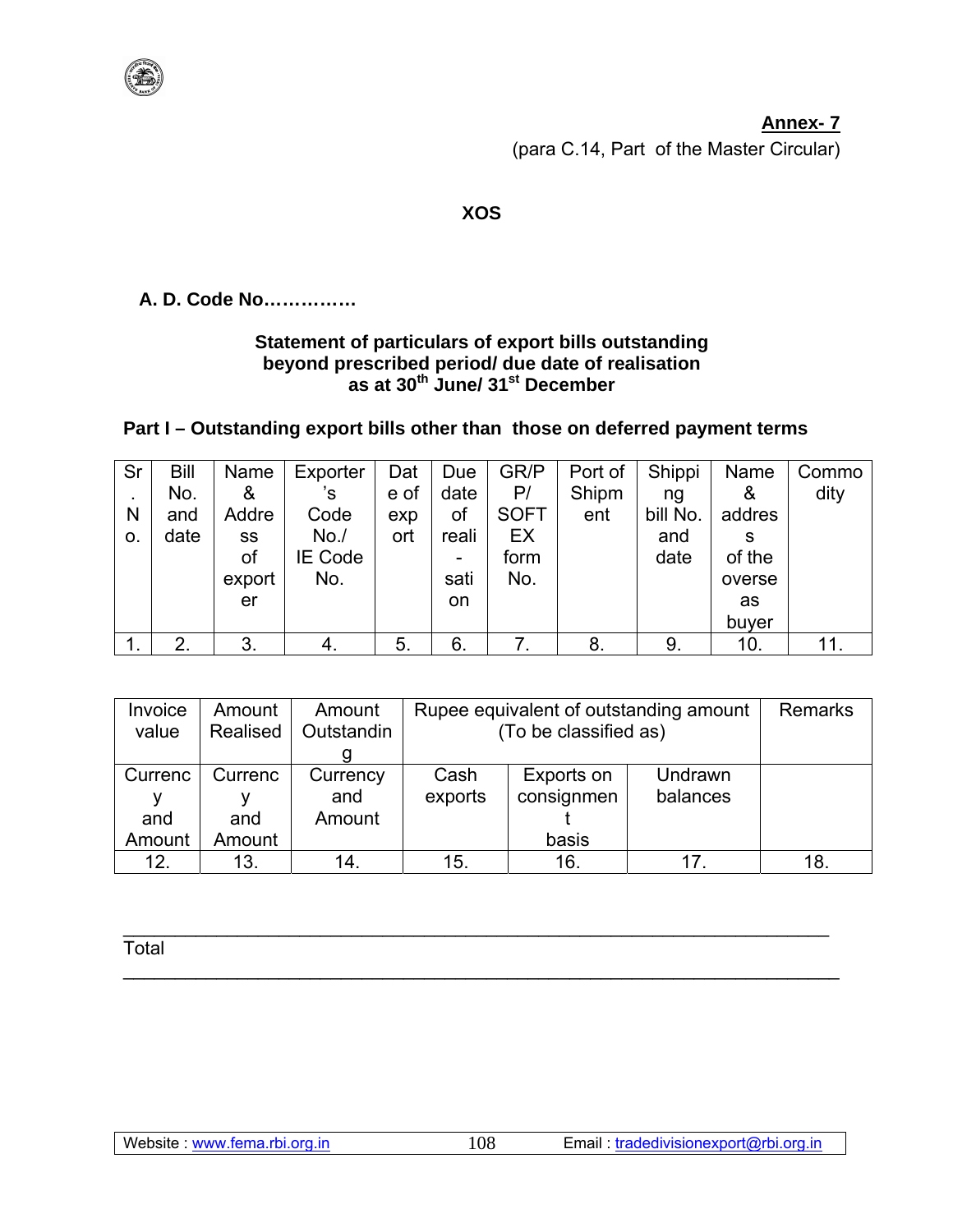**Annex- 7**

(para C.14, Part of the Master Circular)

**XOS**

**A. D. Code No……………**

**Statement of particulars of export bills outstanding beyond prescribed period/ due date of realisation as at 30th June/ 31st December**

**Part I – Outstanding export bills other than those on deferred payment terms**

| Sr. No. | Bill No. and date | Name & Address of exporter | Exporter's Code No./ IE Code No. | Date of export | Due date of realisation | GR/PP/ SOFTEX form No. | Port of Shipment | Shipping bill No. and date | Name & address of the overseas buyer | Commodity |
|---|---|---|---|---|---|---|---|---|---|---|
| 1. | 2. | 3. | 4. | 5. | 6. | 7. | 8. | 9. | 10. | 11. |

| Invoice value | Amount Realised | Amount Outstanding | Rupee equivalent of outstanding amount (To be classified as) | | | Remarks |
|---|---|---|---|---|---|---|
| Currency and Amount | Currency and Amount | Currency and Amount | Cash exports | Exports on consignment basis | Undrawn balances | |
| 12. | 13. | 14. | 15. | 16. | 17. | 18. |

Total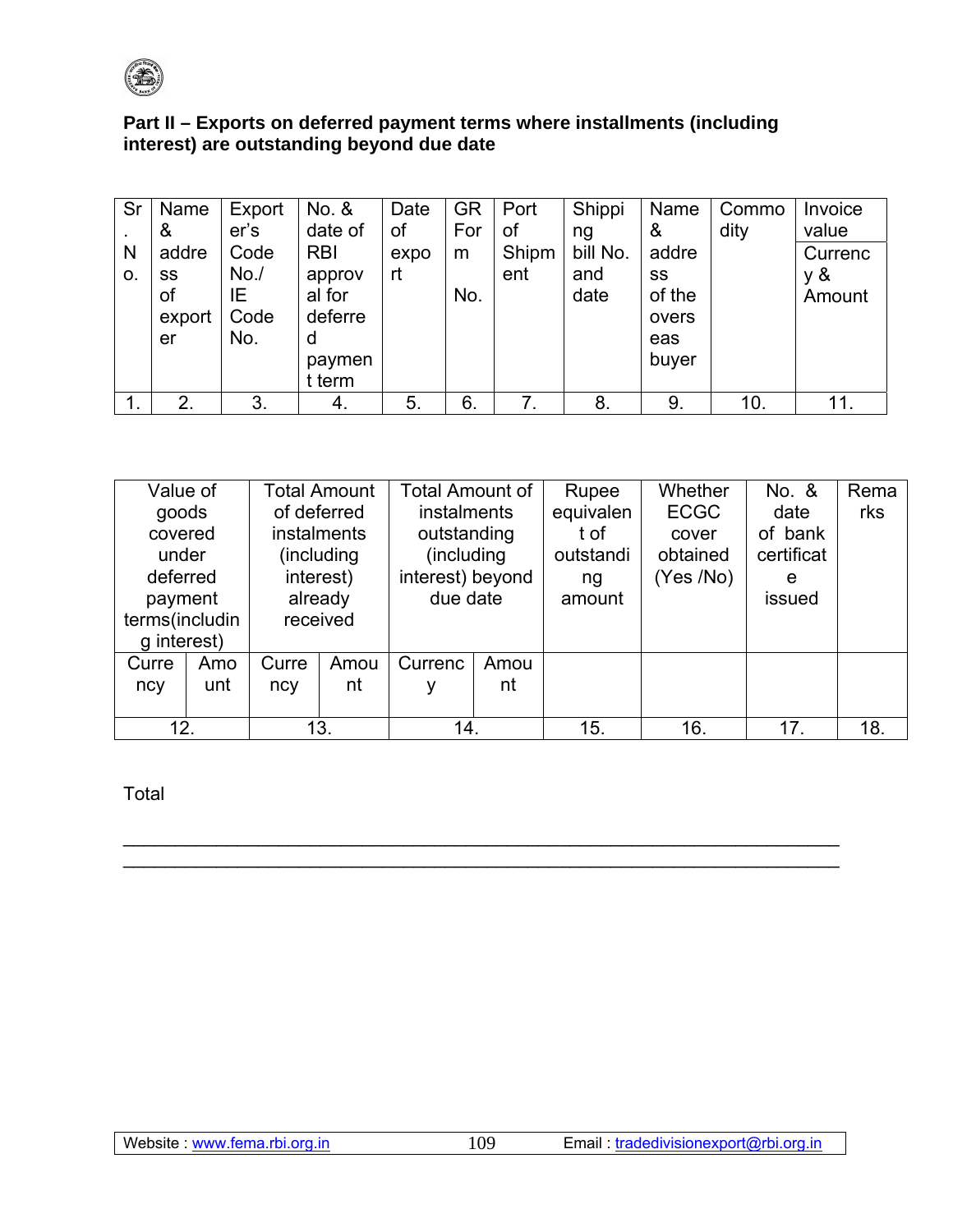**Part II – Exports on deferred payment terms where installments (including interest) are outstanding beyond due date**

| Sr. No. | Name & address of exporter | Exporter's Code No./ IE Code No. | No. & date of RBI approval for deferred payment term | Date of export | GR Form No. | Port of Shipment | Shipping bill No. and date | Name & address of the overseas buyer | Commodity | Invoice value Currency & Amount |
|---|---|---|---|---|---|---|---|---|---|---|
| 1. | 2. | 3. | 4. | 5. | 6. | 7. | 8. | 9. | 10. | 11. |

| Value of goods covered under deferred payment terms(including interest) | | Total Amount of deferred instalments (including interest) already received | | Total Amount of instalments outstanding (including interest) beyond due date | | Rupee equivalent of outstanding amount | Whether ECGC cover obtained (Yes /No) | No. & date of bank certificate issued | Remarks |
|---|---|---|---|---|---|---|---|---|---|
| Currency | Amount | Currency | Amount | Currency | Amount | | | | |
| 12. | | 13. | | 14. | | 15. | 16. | 17. | 18. |

Total

___________________________________________________________________

___________________________________________________________________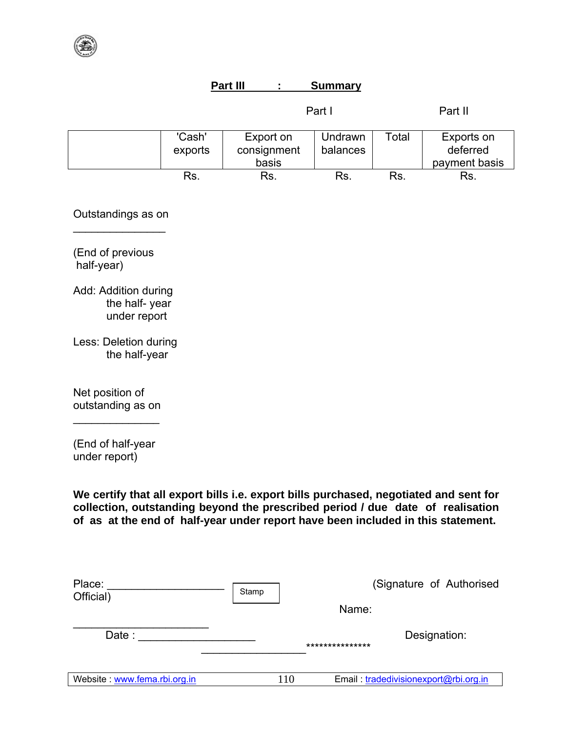**Part III : Summary**

| | Part I | | | | Part II |
|---|---|---|---|---|---|
| | 'Cash' exports | Export on consignment basis | Undrawn balances | Total | Exports on deferred payment basis |
| | Rs. | Rs. | Rs. | Rs. | Rs. |
| Outstandings as on _______________ (End of previous half-year) | | | | | |
| Add: Addition during the half- year under report | | | | | |
| Less: Deletion during the half-year | | | | | |
| Net position of outstanding as on ______________ (End of half-year under report) | | | | | |

**We certify that all export bills i.e. export bills purchased, negotiated and sent for collection, outstanding beyond the prescribed period / due date of realisation of as at the end of half-year under report have been included in this statement.**

Place: ___________________

Date : ___________________

Stamp

______________________

(Signature of Authorised Official)

Name:

Designation:

***************